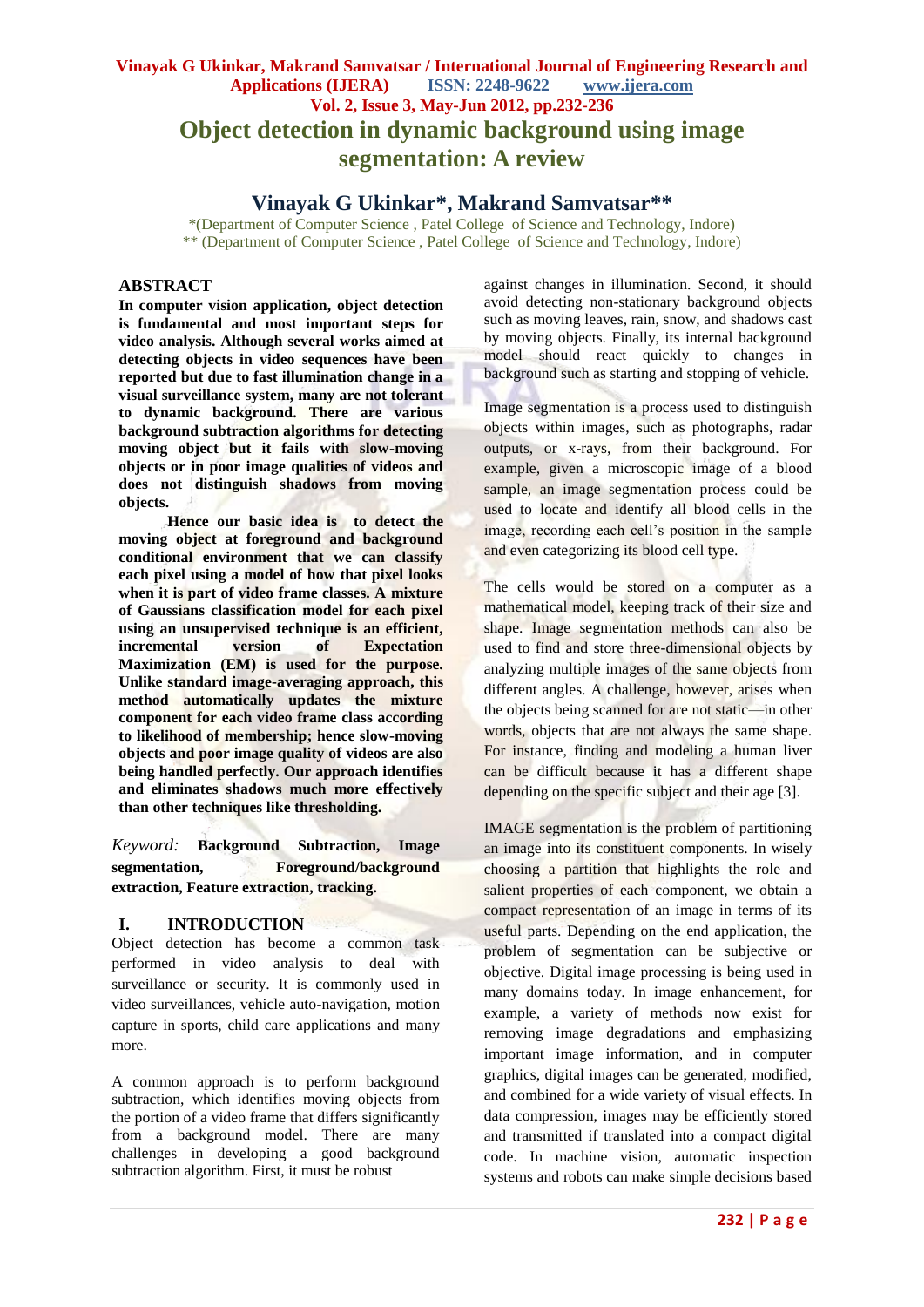# Object detection in dynamic background using image segmentation: A review

## Vinayak G Ukinkar*, Makrand Samvatsar**

*(Department of Computer Science , Patel College of Science and Technology, Indore)
** (Department of Computer Science , Patel College of Science and Technology, Indore)

## ABSTRACT

**In computer vision application, object detection is fundamental and most important steps for video analysis. Although several works aimed at detecting objects in video sequences have been reported but due to fast illumination change in a visual surveillance system, many are not tolerant to dynamic background. There are various background subtraction algorithms for detecting moving object but it fails with slow-moving objects or in poor image qualities of videos and does not distinguish shadows from moving objects.**

**Hence our basic idea is to detect the moving object at foreground and background conditional environment that we can classify each pixel using a model of how that pixel looks when it is part of video frame classes. A mixture of Gaussians classification model for each pixel using an unsupervised technique is an efficient, incremental version of Expectation Maximization (EM) is used for the purpose. Unlike standard image-averaging approach, this method automatically updates the mixture component for each video frame class according to likelihood of membership; hence slow-moving objects and poor image quality of videos are also being handled perfectly. Our approach identifies and eliminates shadows much more effectively than other techniques like thresholding.**

*Keyword:* **Background Subtraction, Image segmentation, Foreground/background extraction, Feature extraction, tracking.**

## I. INTRODUCTION

Object detection has become a common task performed in video analysis to deal with surveillance or security. It is commonly used in video surveillances, vehicle auto-navigation, motion capture in sports, child care applications and many more.

A common approach is to perform background subtraction, which identifies moving objects from the portion of a video frame that differs significantly from a background model. There are many challenges in developing a good background subtraction algorithm. First, it must be robust against changes in illumination. Second, it should avoid detecting non-stationary background objects such as moving leaves, rain, snow, and shadows cast by moving objects. Finally, its internal background model should react quickly to changes in background such as starting and stopping of vehicle.

Image segmentation is a process used to distinguish objects within images, such as photographs, radar outputs, or x-rays, from their background. For example, given a microscopic image of a blood sample, an image segmentation process could be used to locate and identify all blood cells in the image, recording each cell's position in the sample and even categorizing its blood cell type.

The cells would be stored on a computer as a mathematical model, keeping track of their size and shape. Image segmentation methods can also be used to find and store three-dimensional objects by analyzing multiple images of the same objects from different angles. A challenge, however, arises when the objects being scanned for are not static—in other words, objects that are not always the same shape. For instance, finding and modeling a human liver can be difficult because it has a different shape depending on the specific subject and their age [3].

IMAGE segmentation is the problem of partitioning an image into its constituent components. In wisely choosing a partition that highlights the role and salient properties of each component, we obtain a compact representation of an image in terms of its useful parts. Depending on the end application, the problem of segmentation can be subjective or objective. Digital image processing is being used in many domains today. In image enhancement, for example, a variety of methods now exist for removing image degradations and emphasizing important image information, and in computer graphics, digital images can be generated, modified, and combined for a wide variety of visual effects. In data compression, images may be efficiently stored and transmitted if translated into a compact digital code. In machine vision, automatic inspection systems and robots can make simple decisions based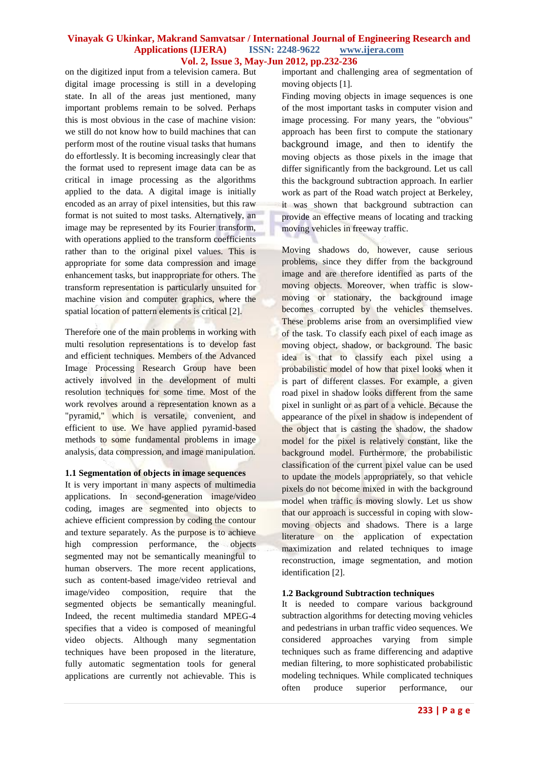on the digitized input from a television camera. But digital image processing is still in a developing state. In all of the areas just mentioned, many important problems remain to be solved. Perhaps this is most obvious in the case of machine vision: we still do not know how to build machines that can perform most of the routine visual tasks that humans do effortlessly. It is becoming increasingly clear that the format used to represent image data can be as critical in image processing as the algorithms applied to the data. A digital image is initially encoded as an array of pixel intensities, but this raw format is not suited to most tasks. Alternatively, an image may be represented by its Fourier transform, with operations applied to the transform coefficients rather than to the original pixel values. This is appropriate for some data compression and image enhancement tasks, but inappropriate for others. The transform representation is particularly unsuited for machine vision and computer graphics, where the spatial location of pattern elements is critical [2].

Therefore one of the main problems in working with multi resolution representations is to develop fast and efficient techniques. Members of the Advanced Image Processing Research Group have been actively involved in the development of multi resolution techniques for some time. Most of the work revolves around a representation known as a "pyramid," which is versatile, convenient, and efficient to use. We have applied pyramid-based methods to some fundamental problems in image analysis, data compression, and image manipulation.

### 1.1 Segmentation of objects in image sequences

It is very important in many aspects of multimedia applications. In second-generation image/video coding, images are segmented into objects to achieve efficient compression by coding the contour and texture separately. As the purpose is to achieve high compression performance, the objects segmented may not be semantically meaningful to human observers. The more recent applications, such as content-based image/video retrieval and image/video composition, require that the segmented objects be semantically meaningful. Indeed, the recent multimedia standard MPEG-4 specifies that a video is composed of meaningful video objects. Although many segmentation techniques have been proposed in the literature, fully automatic segmentation tools for general applications are currently not achievable. This is important and challenging area of segmentation of moving objects [1].

Finding moving objects in image sequences is one of the most important tasks in computer vision and image processing. For many years, the "obvious" approach has been first to compute the stationary background image, and then to identify the moving objects as those pixels in the image that differ significantly from the background. Let us call this the background subtraction approach. In earlier work as part of the Road watch project at Berkeley, it was shown that background subtraction can provide an effective means of locating and tracking moving vehicles in freeway traffic.

Moving shadows do, however, cause serious problems, since they differ from the background image and are therefore identified as parts of the moving objects. Moreover, when traffic is slow-moving or stationary, the background image becomes corrupted by the vehicles themselves. These problems arise from an oversimplified view of the task. To classify each pixel of each image as moving object, shadow, or background. The basic idea is that to classify each pixel using a probabilistic model of how that pixel looks when it is part of different classes. For example, a given road pixel in shadow looks different from the same pixel in sunlight or as part of a vehicle. Because the appearance of the pixel in shadow is independent of the object that is casting the shadow, the shadow model for the pixel is relatively constant, like the background model. Furthermore, the probabilistic classification of the current pixel value can be used to update the models appropriately, so that vehicle pixels do not become mixed in with the background model when traffic is moving slowly. Let us show that our approach is successful in coping with slow-moving objects and shadows. There is a large literature on the application of expectation maximization and related techniques to image reconstruction, image segmentation, and motion identification [2].

### 1.2 Background Subtraction techniques

It is needed to compare various background subtraction algorithms for detecting moving vehicles and pedestrians in urban traffic video sequences. We considered approaches varying from simple techniques such as frame differencing and adaptive median filtering, to more sophisticated probabilistic modeling techniques. While complicated techniques often produce superior performance, our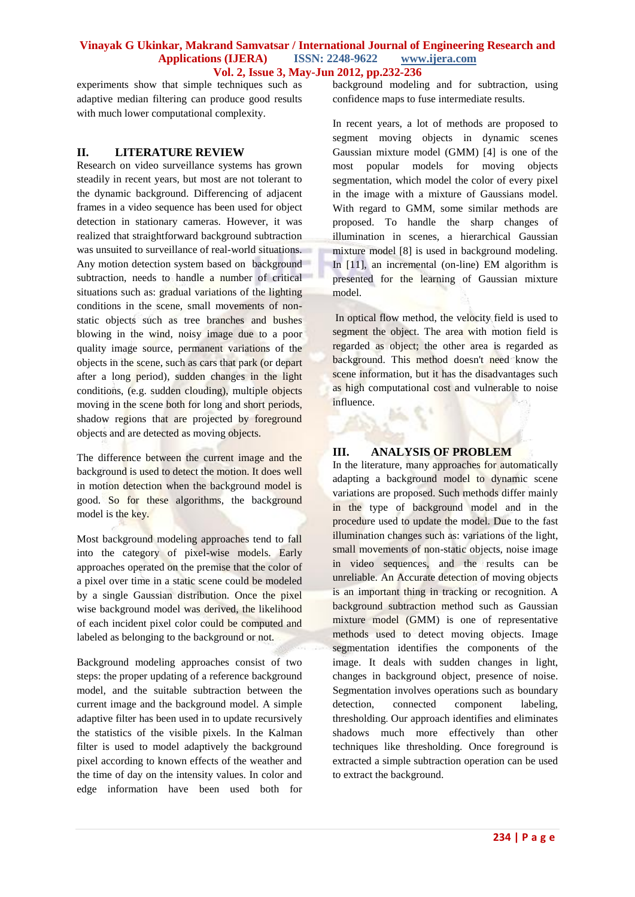experiments show that simple techniques such as adaptive median filtering can produce good results with much lower computational complexity.

## II. LITERATURE REVIEW

Research on video surveillance systems has grown steadily in recent years, but most are not tolerant to the dynamic background. Differencing of adjacent frames in a video sequence has been used for object detection in stationary cameras. However, it was realized that straightforward background subtraction was unsuited to surveillance of real-world situations. Any motion detection system based on background subtraction, needs to handle a number of critical situations such as: gradual variations of the lighting conditions in the scene, small movements of non-static objects such as tree branches and bushes blowing in the wind, noisy image due to a poor quality image source, permanent variations of the objects in the scene, such as cars that park (or depart after a long period), sudden changes in the light conditions, (e.g. sudden clouding), multiple objects moving in the scene both for long and short periods, shadow regions that are projected by foreground objects and are detected as moving objects.

The difference between the current image and the background is used to detect the motion. It does well in motion detection when the background model is good. So for these algorithms, the background model is the key.

Most background modeling approaches tend to fall into the category of pixel-wise models. Early approaches operated on the premise that the color of a pixel over time in a static scene could be modeled by a single Gaussian distribution. Once the pixel wise background model was derived, the likelihood of each incident pixel color could be computed and labeled as belonging to the background or not.

Background modeling approaches consist of two steps: the proper updating of a reference background model, and the suitable subtraction between the current image and the background model. A simple adaptive filter has been used in to update recursively the statistics of the visible pixels. In the Kalman filter is used to model adaptively the background pixel according to known effects of the weather and the time of day on the intensity values. In color and edge information have been used both for background modeling and for subtraction, using confidence maps to fuse intermediate results.

In recent years, a lot of methods are proposed to segment moving objects in dynamic scenes Gaussian mixture model (GMM) [4] is one of the most popular models for moving objects segmentation, which model the color of every pixel in the image with a mixture of Gaussians model. With regard to GMM, some similar methods are proposed. To handle the sharp changes of illumination in scenes, a hierarchical Gaussian mixture model [8] is used in background modeling. In [11], an incremental (on-line) EM algorithm is presented for the learning of Gaussian mixture model.

In optical flow method, the velocity field is used to segment the object. The area with motion field is regarded as object; the other area is regarded as background. This method doesn't need know the scene information, but it has the disadvantages such as high computational cost and vulnerable to noise influence.

## III. ANALYSIS OF PROBLEM

In the literature, many approaches for automatically adapting a background model to dynamic scene variations are proposed. Such methods differ mainly in the type of background model and in the procedure used to update the model. Due to the fast illumination changes such as: variations of the light, small movements of non-static objects, noise image in video sequences, and the results can be unreliable. An Accurate detection of moving objects is an important thing in tracking or recognition. A background subtraction method such as Gaussian mixture model (GMM) is one of representative methods used to detect moving objects. Image segmentation identifies the components of the image. It deals with sudden changes in light, changes in background object, presence of noise. Segmentation involves operations such as boundary detection, connected component labeling, thresholding. Our approach identifies and eliminates shadows much more effectively than other techniques like thresholding. Once foreground is extracted a simple subtraction operation can be used to extract the background.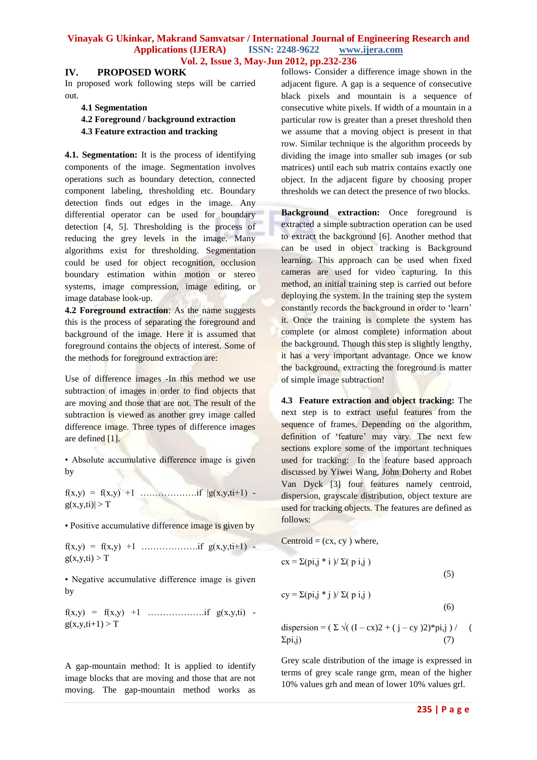## IV. PROPOSED WORK

In proposed work following steps will be carried out.

- **4.1 Segmentation**
- **4.2 Foreground / background extraction**
- **4.3 Feature extraction and tracking**

**4.1. Segmentation:** It is the process of identifying components of the image. Segmentation involves operations such as boundary detection, connected component labeling, thresholding etc. Boundary detection finds out edges in the image. Any differential operator can be used for boundary detection [4, 5]. Thresholding is the process of reducing the grey levels in the image. Many algorithms exist for thresholding. Segmentation could be used for object recognition, occlusion boundary estimation within motion or stereo systems, image compression, image editing, or image database look-up.

**4.2 Foreground extraction**: As the name suggests this is the process of separating the foreground and background of the image. Here it is assumed that foreground contains the objects of interest. Some of the methods for foreground extraction are:

Use of difference images -In this method we use subtraction of images in order to find objects that are moving and those that are not. The result of the subtraction is viewed as another grey image called difference image. Three types of difference images are defined [1].

• Absolute accumulative difference image is given by

$f(x,y) = f(x,y) +1$ ……………….if $|g(x,y,t_i+1) - g(x,y,t_i)| > T$

• Positive accumulative difference image is given by

$f(x,y) = f(x,y) +1$ ……………….if $g(x,y,t_i+1) - g(x,y,t_i) > T$

• Negative accumulative difference image is given by

$f(x,y) = f(x,y) +1$ ……………….if $g(x,y,t_i) - g(x,y,t_i+1) > T$

A gap-mountain method: It is applied to identify image blocks that are moving and those that are not moving. The gap-mountain method works as follows- Consider a difference image shown in the adjacent figure. A gap is a sequence of consecutive black pixels and mountain is a sequence of consecutive white pixels. If width of a mountain in a particular row is greater than a preset threshold then we assume that a moving object is present in that row. Similar technique is the algorithm proceeds by dividing the image into smaller sub images (or sub matrices) until each sub matrix contains exactly one object. In the adjacent figure by choosing proper thresholds we can detect the presence of two blocks.

**Background extraction:** Once foreground is extracted a simple subtraction operation can be used to extract the background [6]. Another method that can be used in object tracking is Background learning. This approach can be used when fixed cameras are used for video capturing. In this method, an initial training step is carried out before deploying the system. In the training step the system constantly records the background in order to 'learn' it. Once the training is complete the system has complete (or almost complete) information about the background. Though this step is slightly lengthy, it has a very important advantage. Once we know the background, extracting the foreground is matter of simple image subtraction!

**4.3 Feature extraction and object tracking:** The next step is to extract useful features from the sequence of frames. Depending on the algorithm, definition of 'feature' may vary. The next few sections explore some of the important techniques used for tracking: In the feature based approach discussed by Yiwei Wang, John Doherty and Robet Van Dyck [3] four features namely centroid, dispersion, grayscale distribution, object texture are used for tracking objects. The features are defined as follows:

Centroid = $(c_x, c_y)$ where,

$$c_x = \Sigma(p_{i,j} * i) / \Sigma(p_{i,j}) \quad (5)$$

$$c_y = \Sigma(p_{i,j} * j) / \Sigma(p_{i,j}) \quad (6)$$

$$\text{dispersion} = (\Sigma \sqrt{(I - c_x)^2 + (j - c_y)^2} * p_{i,j}) / (\Sigma p_{i,j}) \quad (7)$$

Grey scale distribution of the image is expressed in terms of grey scale range grm, mean of the higher 10% values grh and mean of lower 10% values grl.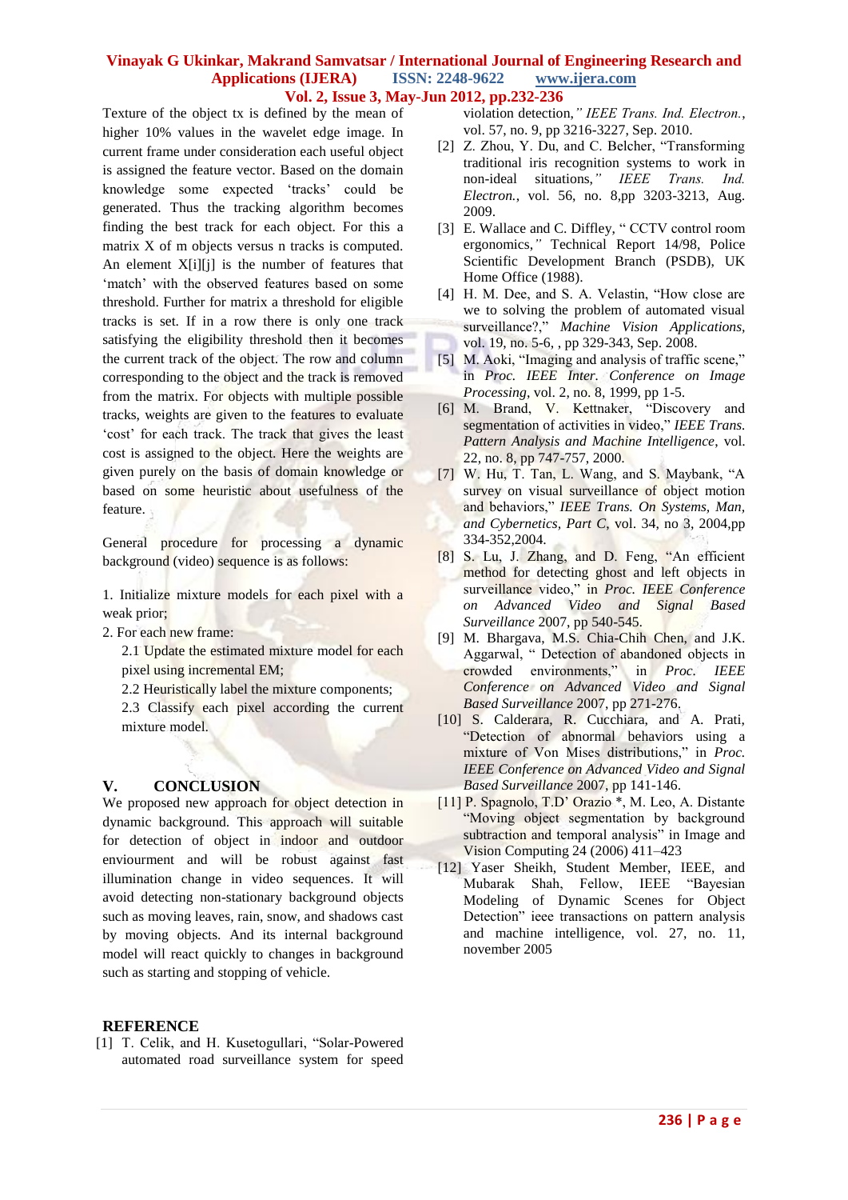Texture of the object tx is defined by the mean of higher 10% values in the wavelet edge image. In current frame under consideration each useful object is assigned the feature vector. Based on the domain knowledge some expected 'tracks' could be generated. Thus the tracking algorithm becomes finding the best track for each object. For this a matrix X of m objects versus n tracks is computed. An element X[i][j] is the number of features that 'match' with the observed features based on some threshold. Further for matrix a threshold for eligible tracks is set. If in a row there is only one track satisfying the eligibility threshold then it becomes the current track of the object. The row and column corresponding to the object and the track is removed from the matrix. For objects with multiple possible tracks, weights are given to the features to evaluate 'cost' for each track. The track that gives the least cost is assigned to the object. Here the weights are given purely on the basis of domain knowledge or based on some heuristic about usefulness of the feature.

General procedure for processing a dynamic background (video) sequence is as follows:

1. Initialize mixture models for each pixel with a weak prior;
2. For each new frame:
   - 2.1 Update the estimated mixture model for each pixel using incremental EM;
   - 2.2 Heuristically label the mixture components;
   - 2.3 Classify each pixel according the current mixture model.

## V. CONCLUSION

We proposed new approach for object detection in dynamic background. This approach will suitable for detection of object in indoor and outdoor enviourment and will be robust against fast illumination change in video sequences. It will avoid detecting non-stationary background objects such as moving leaves, rain, snow, and shadows cast by moving objects. And its internal background model will react quickly to changes in background such as starting and stopping of vehicle.

## REFERENCE

[1] T. Celik, and H. Kusetogullari, "Solar-Powered automated road surveillance system for speed violation detection," *IEEE Trans. Ind. Electron.*, vol. 57, no. 9, pp 3216-3227, Sep. 2010.

[2] Z. Zhou, Y. Du, and C. Belcher, "Transforming traditional iris recognition systems to work in non-ideal situations," *IEEE Trans. Ind. Electron.*, vol. 56, no. 8,pp 3203-3213, Aug. 2009.

[3] E. Wallace and C. Diffley, " CCTV control room ergonomics," Technical Report 14/98, Police Scientific Development Branch (PSDB), UK Home Office (1988).

[4] H. M. Dee, and S. A. Velastin, "How close are we to solving the problem of automated visual surveillance?," *Machine Vision Applications*, vol. 19, no. 5-6, , pp 329-343, Sep. 2008.

[5] M. Aoki, "Imaging and analysis of traffic scene," in *Proc. IEEE Inter. Conference on Image Processing*, vol. 2, no. 8, 1999, pp 1-5.

[6] M. Brand, V. Kettnaker, "Discovery and segmentation of activities in video," *IEEE Trans. Pattern Analysis and Machine Intelligence*, vol. 22, no. 8, pp 747-757, 2000.

[7] W. Hu, T. Tan, L. Wang, and S. Maybank, "A survey on visual surveillance of object motion and behaviors," *IEEE Trans. On Systems, Man, and Cybernetics, Part C*, vol. 34, no 3, 2004,pp 334-352,2004.

[8] S. Lu, J. Zhang, and D. Feng, "An efficient method for detecting ghost and left objects in surveillance video," in *Proc. IEEE Conference on Advanced Video and Signal Based Surveillance* 2007, pp 540-545.

[9] M. Bhargava, M.S. Chia-Chih Chen, and J.K. Aggarwal, " Detection of abandoned objects in crowded environments," in *Proc. IEEE Conference on Advanced Video and Signal Based Surveillance* 2007, pp 271-276.

[10] S. Calderara, R. Cucchiara, and A. Prati, "Detection of abnormal behaviors using a mixture of Von Mises distributions," in *Proc. IEEE Conference on Advanced Video and Signal Based Surveillance* 2007, pp 141-146.

[11] P. Spagnolo, T.D' Orazio *, M. Leo, A. Distante "Moving object segmentation by background subtraction and temporal analysis" in Image and Vision Computing 24 (2006) 411–423

[12] Yaser Sheikh, Student Member, IEEE, and Mubarak Shah, Fellow, IEEE "Bayesian Modeling of Dynamic Scenes for Object Detection" ieee transactions on pattern analysis and machine intelligence, vol. 27, no. 11, november 2005